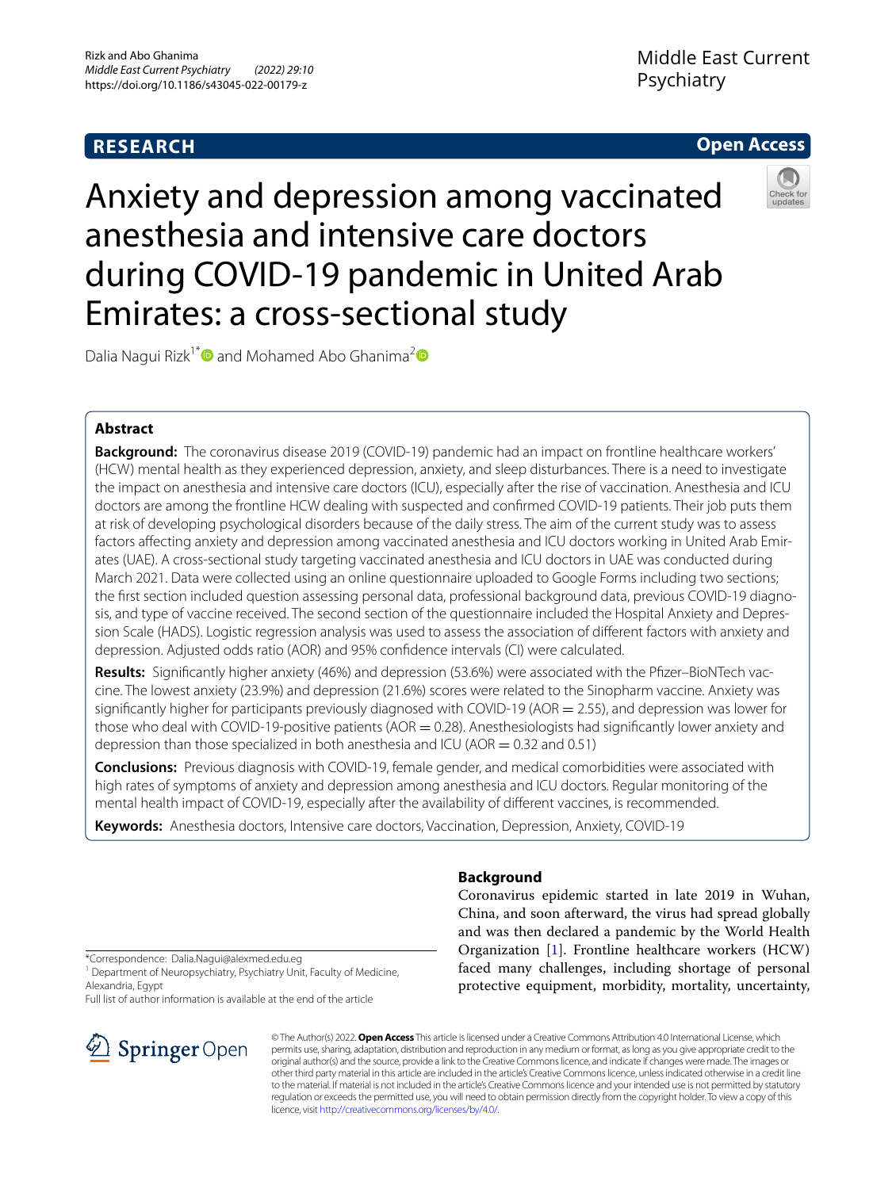RESEARCH

Open Access

# Anxiety and depression among vaccinated anesthesia and intensive care doctors during COVID-19 pandemic in United Arab Emirates: a cross-sectional study

Dalia Nagui Rizk[1*] and Mohamed Abo Ghanima[2]

## Abstract

**Background:** The coronavirus disease 2019 (COVID-19) pandemic had an impact on frontline healthcare workers' (HCW) mental health as they experienced depression, anxiety, and sleep disturbances. There is a need to investigate the impact on anesthesia and intensive care doctors (ICU), especially after the rise of vaccination. Anesthesia and ICU doctors are among the frontline HCW dealing with suspected and confirmed COVID-19 patients. Their job puts them at risk of developing psychological disorders because of the daily stress. The aim of the current study was to assess factors affecting anxiety and depression among vaccinated anesthesia and ICU doctors working in United Arab Emirates (UAE). A cross-sectional study targeting vaccinated anesthesia and ICU doctors in UAE was conducted during March 2021. Data were collected using an online questionnaire uploaded to Google Forms including two sections; the first section included question assessing personal data, professional background data, previous COVID-19 diagnosis, and type of vaccine received. The second section of the questionnaire included the Hospital Anxiety and Depression Scale (HADS). Logistic regression analysis was used to assess the association of different factors with anxiety and depression. Adjusted odds ratio (AOR) and 95% confidence intervals (CI) were calculated.

**Results:** Significantly higher anxiety (46%) and depression (53.6%) were associated with the Pfizer–BioNTech vaccine. The lowest anxiety (23.9%) and depression (21.6%) scores were related to the Sinopharm vaccine. Anxiety was significantly higher for participants previously diagnosed with COVID-19 (AOR = 2.55), and depression was lower for those who deal with COVID-19-positive patients (AOR = 0.28). Anesthesiologists had significantly lower anxiety and depression than those specialized in both anesthesia and ICU (AOR = 0.32 and 0.51)

**Conclusions:** Previous diagnosis with COVID-19, female gender, and medical comorbidities were associated with high rates of symptoms of anxiety and depression among anesthesia and ICU doctors. Regular monitoring of the mental health impact of COVID-19, especially after the availability of different vaccines, is recommended.

**Keywords:** Anesthesia doctors, Intensive care doctors, Vaccination, Depression, Anxiety, COVID-19

## Background

Coronavirus epidemic started in late 2019 in Wuhan, China, and soon afterward, the virus had spread globally and was then declared a pandemic by the World Health Organization [1]. Frontline healthcare workers (HCW) faced many challenges, including shortage of personal protective equipment, morbidity, mortality, uncertainty,

*Correspondence: Dalia.Nagui@alexmed.edu.eg
[1] Department of Neuropsychiatry, Psychiatry Unit, Faculty of Medicine, Alexandria, Egypt
Full list of author information is available at the end of the article

© The Author(s) 2022. **Open Access** This article is licensed under a Creative Commons Attribution 4.0 International License, which permits use, sharing, adaptation, distribution and reproduction in any medium or format, as long as you give appropriate credit to the original author(s) and the source, provide a link to the Creative Commons licence, and indicate if changes were made. The images or other third party material in this article are included in the article's Creative Commons licence, unless indicated otherwise in a credit line to the material. If material is not included in the article's Creative Commons licence and your intended use is not permitted by statutory regulation or exceeds the permitted use, you will need to obtain permission directly from the copyright holder. To view a copy of this licence, visit http://creativecommons.org/licenses/by/4.0/.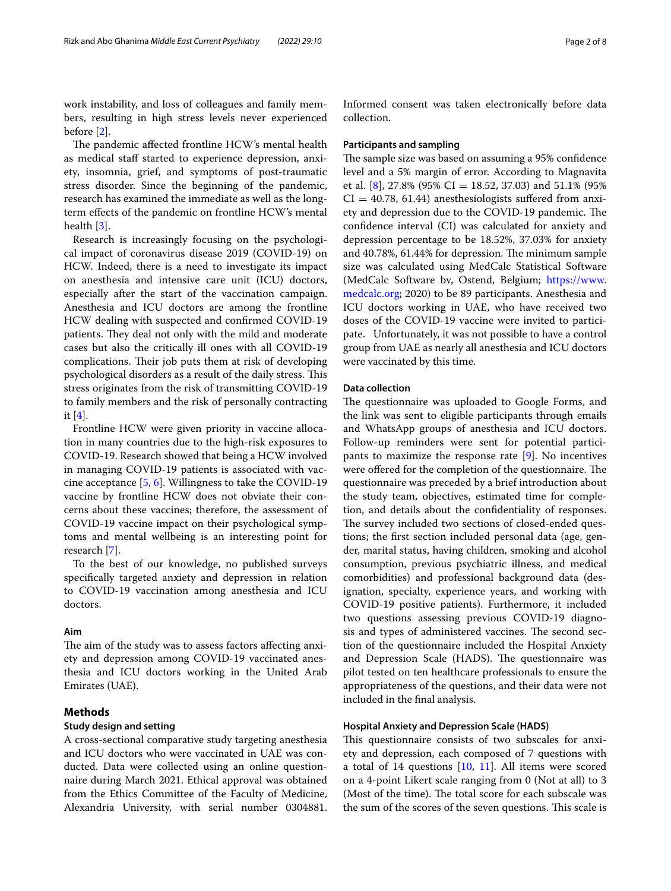work instability, and loss of colleagues and family members, resulting in high stress levels never experienced before [2].

The pandemic affected frontline HCW's mental health as medical staff started to experience depression, anxiety, insomnia, grief, and symptoms of post-traumatic stress disorder. Since the beginning of the pandemic, research has examined the immediate as well as the long-term effects of the pandemic on frontline HCW's mental health [3].

Research is increasingly focusing on the psychological impact of coronavirus disease 2019 (COVID-19) on HCW. Indeed, there is a need to investigate its impact on anesthesia and intensive care unit (ICU) doctors, especially after the start of the vaccination campaign. Anesthesia and ICU doctors are among the frontline HCW dealing with suspected and confirmed COVID-19 patients. They deal not only with the mild and moderate cases but also the critically ill ones with all COVID-19 complications. Their job puts them at risk of developing psychological disorders as a result of the daily stress. This stress originates from the risk of transmitting COVID-19 to family members and the risk of personally contracting it [4].

Frontline HCW were given priority in vaccine allocation in many countries due to the high-risk exposures to COVID-19. Research showed that being a HCW involved in managing COVID-19 patients is associated with vaccine acceptance [5, 6]. Willingness to take the COVID-19 vaccine by frontline HCW does not obviate their concerns about these vaccines; therefore, the assessment of COVID-19 vaccine impact on their psychological symptoms and mental wellbeing is an interesting point for research [7].

To the best of our knowledge, no published surveys specifically targeted anxiety and depression in relation to COVID-19 vaccination among anesthesia and ICU doctors.

### Aim

The aim of the study was to assess factors affecting anxiety and depression among COVID-19 vaccinated anesthesia and ICU doctors working in the United Arab Emirates (UAE).

## Methods

### Study design and setting

A cross-sectional comparative study targeting anesthesia and ICU doctors who were vaccinated in UAE was conducted. Data were collected using an online questionnaire during March 2021. Ethical approval was obtained from the Ethics Committee of the Faculty of Medicine, Alexandria University, with serial number 0304881. Informed consent was taken electronically before data collection.

### Participants and sampling

The sample size was based on assuming a 95% confidence level and a 5% margin of error. According to Magnavita et al. [8], 27.8% (95% CI = 18.52, 37.03) and 51.1% (95% CI = 40.78, 61.44) anesthesiologists suffered from anxiety and depression due to the COVID-19 pandemic. The confidence interval (CI) was calculated for anxiety and depression percentage to be 18.52%, 37.03% for anxiety and 40.78%, 61.44% for depression. The minimum sample size was calculated using MedCalc Statistical Software (MedCalc Software bv, Ostend, Belgium; https://www.medcalc.org; 2020) to be 89 participants. Anesthesia and ICU doctors working in UAE, who have received two doses of the COVID-19 vaccine were invited to participate. Unfortunately, it was not possible to have a control group from UAE as nearly all anesthesia and ICU doctors were vaccinated by this time.

### Data collection

The questionnaire was uploaded to Google Forms, and the link was sent to eligible participants through emails and WhatsApp groups of anesthesia and ICU doctors. Follow-up reminders were sent for potential participants to maximize the response rate [9]. No incentives were offered for the completion of the questionnaire. The questionnaire was preceded by a brief introduction about the study team, objectives, estimated time for completion, and details about the confidentiality of responses. The survey included two sections of closed-ended questions; the first section included personal data (age, gender, marital status, having children, smoking and alcohol consumption, previous psychiatric illness, and medical comorbidities) and professional background data (designation, specialty, experience years, and working with COVID-19 positive patients). Furthermore, it included two questions assessing previous COVID-19 diagnosis and types of administered vaccines. The second section of the questionnaire included the Hospital Anxiety and Depression Scale (HADS). The questionnaire was pilot tested on ten healthcare professionals to ensure the appropriateness of the questions, and their data were not included in the final analysis.

### Hospital Anxiety and Depression Scale (HADS)

This questionnaire consists of two subscales for anxiety and depression, each composed of 7 questions with a total of 14 questions [10, 11]. All items were scored on a 4-point Likert scale ranging from 0 (Not at all) to 3 (Most of the time). The total score for each subscale was the sum of the scores of the seven questions. This scale is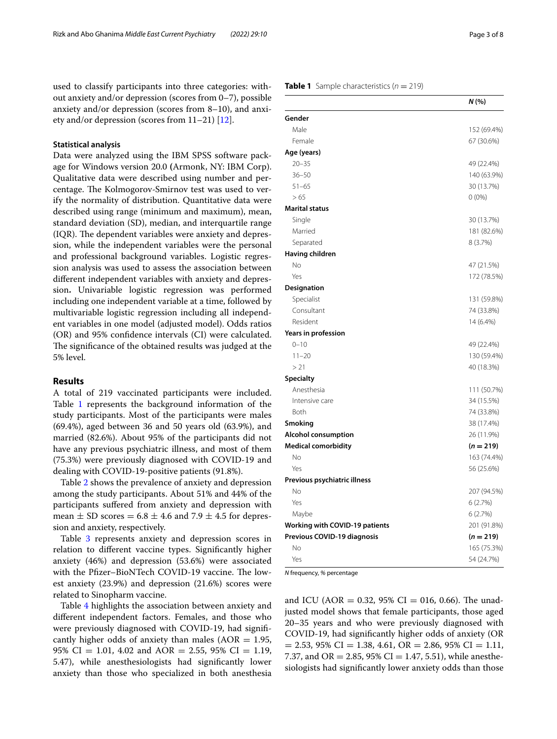used to classify participants into three categories: without anxiety and/or depression (scores from 0–7), possible anxiety and/or depression (scores from 8–10), and anxiety and/or depression (scores from 11–21) [12].

### Statistical analysis

Data were analyzed using the IBM SPSS software package for Windows version 20.0 (Armonk, NY: IBM Corp). Qualitative data were described using number and percentage. The Kolmogorov-Smirnov test was used to verify the normality of distribution. Quantitative data were described using range (minimum and maximum), mean, standard deviation (SD), median, and interquartile range (IQR). The dependent variables were anxiety and depression, while the independent variables were the personal and professional background variables. Logistic regression analysis was used to assess the association between different independent variables with anxiety and depression**.** Univariable logistic regression was performed including one independent variable at a time, followed by multivariable logistic regression including all independent variables in one model (adjusted model). Odds ratios (OR) and 95% confidence intervals (CI) were calculated. The significance of the obtained results was judged at the 5% level.

## Results

A total of 219 vaccinated participants were included. Table 1 represents the background information of the study participants. Most of the participants were males (69.4%), aged between 36 and 50 years old (63.9%), and married (82.6%). About 95% of the participants did not have any previous psychiatric illness, and most of them (75.3%) were previously diagnosed with COVID-19 and dealing with COVID-19-positive patients (91.8%).

Table 2 shows the prevalence of anxiety and depression among the study participants. About 51% and 44% of the participants suffered from anxiety and depression with mean ± SD scores = 6.8 ± 4.6 and 7.9 ± 4.5 for depression and anxiety, respectively.

Table 3 represents anxiety and depression scores in relation to different vaccine types. Significantly higher anxiety (46%) and depression (53.6%) were associated with the Pfizer–BioNTech COVID-19 vaccine. The lowest anxiety (23.9%) and depression (21.6%) scores were related to Sinopharm vaccine.

Table 4 highlights the association between anxiety and different independent factors. Females, and those who were previously diagnosed with COVID-19, had significantly higher odds of anxiety than males (AOR = 1.95, 95% CI = 1.01, 4.02 and AOR = 2.55, 95% CI = 1.19, 5.47), while anesthesiologists had significantly lower anxiety than those who specialized in both anesthesia and ICU (AOR = 0.32, 95% CI = 016, 0.66). The unadjusted model shows that female participants, those aged 20–35 years and who were previously diagnosed with COVID-19, had significantly higher odds of anxiety (OR = 2.53, 95% CI = 1.38, 4.61, OR = 2.86, 95% CI = 1.11, 7.37, and OR = 2.85, 95% CI = 1.47, 5.51), while anesthesiologists had significantly lower anxiety odds than those

**Table 1** Sample characteristics (*n* = 219)

| | ***N*** **(%)** |
|---|---|
| **Gender** | |
| Male | 152 (69.4%) |
| Female | 67 (30.6%) |
| **Age (years)** | |
| 20–35 | 49 (22.4%) |
| 36–50 | 140 (63.9%) |
| 51–65 | 30 (13.7%) |
| > 65 | 0 (0%) |
| **Marital status** | |
| Single | 30 (13.7%) |
| Married | 181 (82.6%) |
| Separated | 8 (3.7%) |
| **Having children** | |
| No | 47 (21.5%) |
| Yes | 172 (78.5%) |
| **Designation** | |
| Specialist | 131 (59.8%) |
| Consultant | 74 (33.8%) |
| Resident | 14 (6.4%) |
| **Years in profession** | |
| 0–10 | 49 (22.4%) |
| 11–20 | 130 (59.4%) |
| > 21 | 40 (18.3%) |
| **Specialty** | |
| Anesthesia | 111 (50.7%) |
| Intensive care | 34 (15.5%) |
| Both | 74 (33.8%) |
| **Smoking** | 38 (17.4%) |
| **Alcohol consumption** | 26 (11.9%) |
| **Medical comorbidity** | **(*n* = 219)** |
| No | 163 (74.4%) |
| Yes | 56 (25.6%) |
| **Previous psychiatric illness** | |
| No | 207 (94.5%) |
| Yes | 6 (2.7%) |
| Maybe | 6 (2.7%) |
| **Working with COVID-19 patients** | 201 (91.8%) |
| **Previous COVID-19 diagnosis** | **(*n* = 219)** |
| No | 165 (75.3%) |
| Yes | 54 (24.7%) |

*N* frequency, % percentage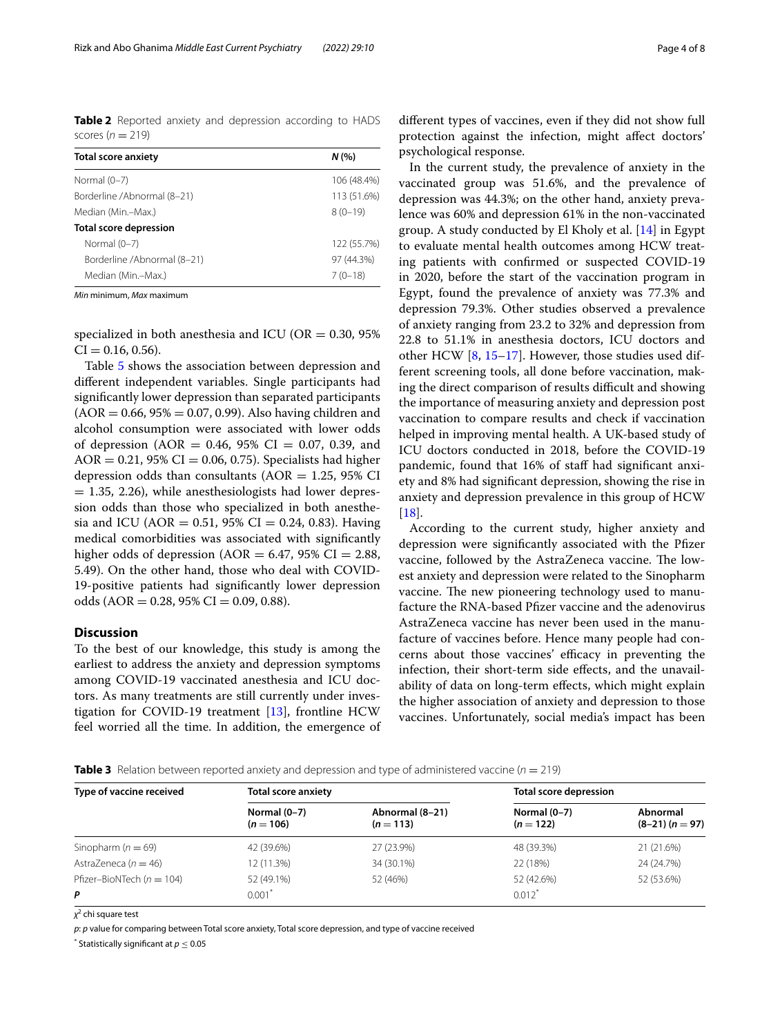**Table 2** Reported anxiety and depression according to HADS scores ($n = 219$)

| Total score anxiety | N (%) |
|---|---|
| Normal (0–7) | 106 (48.4%) |
| Borderline /Abnormal (8–21) | 113 (51.6%) |
| Median (Min.–Max.) | 8 (0–19) |
| **Total score depression** | |
| Normal (0–7) | 122 (55.7%) |
| Borderline /Abnormal (8–21) | 97 (44.3%) |
| Median (Min.–Max.) | 7 (0–18) |

*Min* minimum, *Max* maximum

specialized in both anesthesia and ICU (OR = 0.30, 95% CI = 0.16, 0.56).

Table 5 shows the association between depression and different independent variables. Single participants had significantly lower depression than separated participants (AOR = 0.66, 95% = 0.07, 0.99). Also having children and alcohol consumption were associated with lower odds of depression (AOR = 0.46, 95% CI = 0.07, 0.39, and AOR = 0.21, 95% CI = 0.06, 0.75). Specialists had higher depression odds than consultants (AOR = 1.25, 95% CI = 1.35, 2.26), while anesthesiologists had lower depression odds than those who specialized in both anesthesia and ICU (AOR = 0.51, 95% CI = 0.24, 0.83). Having medical comorbidities was associated with significantly higher odds of depression (AOR = 6.47, 95% CI = 2.88, 5.49). On the other hand, those who deal with COVID-19-positive patients had significantly lower depression odds (AOR = 0.28, 95% CI = 0.09, 0.88).

## Discussion

To the best of our knowledge, this study is among the earliest to address the anxiety and depression symptoms among COVID-19 vaccinated anesthesia and ICU doctors. As many treatments are still currently under investigation for COVID-19 treatment [13], frontline HCW feel worried all the time. In addition, the emergence of different types of vaccines, even if they did not show full protection against the infection, might affect doctors' psychological response.

In the current study, the prevalence of anxiety in the vaccinated group was 51.6%, and the prevalence of depression was 44.3%; on the other hand, anxiety prevalence was 60% and depression 61% in the non-vaccinated group. A study conducted by El Kholy et al. [14] in Egypt to evaluate mental health outcomes among HCW treating patients with confirmed or suspected COVID-19 in 2020, before the start of the vaccination program in Egypt, found the prevalence of anxiety was 77.3% and depression 79.3%. Other studies observed a prevalence of anxiety ranging from 23.2 to 32% and depression from 22.8 to 51.1% in anesthesia doctors, ICU doctors and other HCW [8, 15–17]. However, those studies used different screening tools, all done before vaccination, making the direct comparison of results difficult and showing the importance of measuring anxiety and depression post vaccination to compare results and check if vaccination helped in improving mental health. A UK-based study of ICU doctors conducted in 2018, before the COVID-19 pandemic, found that 16% of staff had significant anxiety and 8% had significant depression, showing the rise in anxiety and depression prevalence in this group of HCW [18].

According to the current study, higher anxiety and depression were significantly associated with the Pfizer vaccine, followed by the AstraZeneca vaccine. The lowest anxiety and depression were related to the Sinopharm vaccine. The new pioneering technology used to manufacture the RNA-based Pfizer vaccine and the adenovirus AstraZeneca vaccine has never been used in the manufacture of vaccines before. Hence many people had concerns about those vaccines' efficacy in preventing the infection, their short-term side effects, and the unavailability of data on long-term effects, which might explain the higher association of anxiety and depression to those vaccines. Unfortunately, social media's impact has been

**Table 3** Relation between reported anxiety and depression and type of administered vaccine ($n = 219$)

| Type of vaccine received | Total score anxiety | | Total score depression | |
|---|---|---|---|---|
| | Normal (0–7) ($n = 106$) | Abnormal (8–21) ($n = 113$) | Normal (0–7) ($n = 122$) | Abnormal (8–21) ($n = 97$) |
| Sinopharm ($n = 69$) | 42 (39.6%) | 27 (23.9%) | 48 (39.3%) | 21 (21.6%) |
| AstraZeneca ($n = 46$) | 12 (11.3%) | 34 (30.1%) | 22 (18%) | 24 (24.7%) |
| Pfizer–BioNTech ($n = 104$) | 52 (49.1%) | 52 (46%) | 52 (42.6%) | 52 (53.6%) |
| *P* | 0.001* | | 0.012* | |

$\chi^2$ chi square test

*p*: *p* value for comparing between Total score anxiety, Total score depression, and type of vaccine received

* Statistically significant at $p \leq 0.05$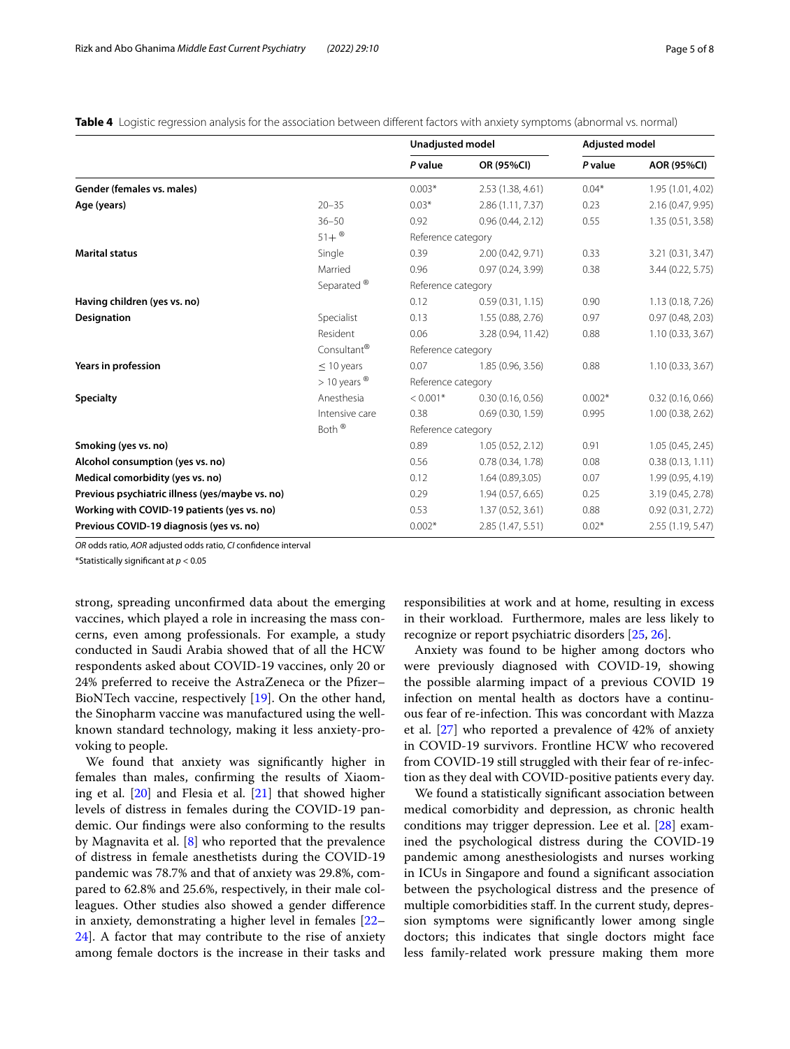**Table 4** Logistic regression analysis for the association between different factors with anxiety symptoms (abnormal vs. normal)

| | | Unadjusted model | | Adjusted model | |
|---|---|---|---|---|---|
| | | *P* value | OR (95%CI) | *P* value | AOR (95%CI) |
| **Gender (females vs. males)** | | 0.003* | 2.53 (1.38, 4.61) | 0.04* | 1.95 (1.01, 4.02) |
| **Age (years)** | 20–35 | 0.03* | 2.86 (1.11, 7.37) | 0.23 | 2.16 (0.47, 9.95) |
| | 36–50 | 0.92 | 0.96 (0.44, 2.12) | 0.55 | 1.35 (0.51, 3.58) |
| | 51+ ® | Reference category | | | |
| **Marital status** | Single | 0.39 | 2.00 (0.42, 9.71) | 0.33 | 3.21 (0.31, 3.47) |
| | Married | 0.96 | 0.97 (0.24, 3.99) | 0.38 | 3.44 (0.22, 5.75) |
| | Separated ® | Reference category | | | |
| **Having children (yes vs. no)** | | 0.12 | 0.59 (0.31, 1.15) | 0.90 | 1.13 (0.18, 7.26) |
| **Designation** | Specialist | 0.13 | 1.55 (0.88, 2.76) | 0.97 | 0.97 (0.48, 2.03) |
| | Resident | 0.06 | 3.28 (0.94, 11.42) | 0.88 | 1.10 (0.33, 3.67) |
| | Consultant® | Reference category | | | |
| **Years in profession** | ≤ 10 years | 0.07 | 1.85 (0.96, 3.56) | 0.88 | 1.10 (0.33, 3.67) |
| | > 10 years ® | Reference category | | | |
| **Specialty** | Anesthesia | < 0.001* | 0.30 (0.16, 0.56) | 0.002* | 0.32 (0.16, 0.66) |
| | Intensive care | 0.38 | 0.69 (0.30, 1.59) | 0.995 | 1.00 (0.38, 2.62) |
| | Both ® | Reference category | | | |
| **Smoking (yes vs. no)** | | 0.89 | 1.05 (0.52, 2.12) | 0.91 | 1.05 (0.45, 2.45) |
| **Alcohol consumption (yes vs. no)** | | 0.56 | 0.78 (0.34, 1.78) | 0.08 | 0.38 (0.13, 1.11) |
| **Medical comorbidity (yes vs. no)** | | 0.12 | 1.64 (0.89,3.05) | 0.07 | 1.99 (0.95, 4.19) |
| **Previous psychiatric illness (yes/maybe vs. no)** | | 0.29 | 1.94 (0.57, 6.65) | 0.25 | 3.19 (0.45, 2.78) |
| **Working with COVID-19 patients (yes vs. no)** | | 0.53 | 1.37 (0.52, 3.61) | 0.88 | 0.92 (0.31, 2.72) |
| **Previous COVID-19 diagnosis (yes vs. no)** | | 0.002* | 2.85 (1.47, 5.51) | 0.02* | 2.55 (1.19, 5.47) |

*OR* odds ratio, *AOR* adjusted odds ratio, *CI* confidence interval

*Statistically significant at $p < 0.05$

strong, spreading unconfirmed data about the emerging vaccines, which played a role in increasing the mass concerns, even among professionals. For example, a study conducted in Saudi Arabia showed that of all the HCW respondents asked about COVID-19 vaccines, only 20 or 24% preferred to receive the AstraZeneca or the Pfizer–BioNTech vaccine, respectively [19]. On the other hand, the Sinopharm vaccine was manufactured using the well-known standard technology, making it less anxiety-provoking to people.

We found that anxiety was significantly higher in females than males, confirming the results of Xiaoming et al. [20] and Flesia et al. [21] that showed higher levels of distress in females during the COVID-19 pandemic. Our findings were also conforming to the results by Magnavita et al. [8] who reported that the prevalence of distress in female anesthetists during the COVID-19 pandemic was 78.7% and that of anxiety was 29.8%, compared to 62.8% and 25.6%, respectively, in their male colleagues. Other studies also showed a gender difference in anxiety, demonstrating a higher level in females [22–24]. A factor that may contribute to the rise of anxiety among female doctors is the increase in their tasks and responsibilities at work and at home, resulting in excess in their workload. Furthermore, males are less likely to recognize or report psychiatric disorders [25, 26].

Anxiety was found to be higher among doctors who were previously diagnosed with COVID-19, showing the possible alarming impact of a previous COVID 19 infection on mental health as doctors have a continuous fear of re-infection. This was concordant with Mazza et al. [27] who reported a prevalence of 42% of anxiety in COVID-19 survivors. Frontline HCW who recovered from COVID-19 still struggled with their fear of re-infection as they deal with COVID-positive patients every day.

We found a statistically significant association between medical comorbidity and depression, as chronic health conditions may trigger depression. Lee et al. [28] examined the psychological distress during the COVID-19 pandemic among anesthesiologists and nurses working in ICUs in Singapore and found a significant association between the psychological distress and the presence of multiple comorbidities staff. In the current study, depression symptoms were significantly lower among single doctors; this indicates that single doctors might face less family-related work pressure making them more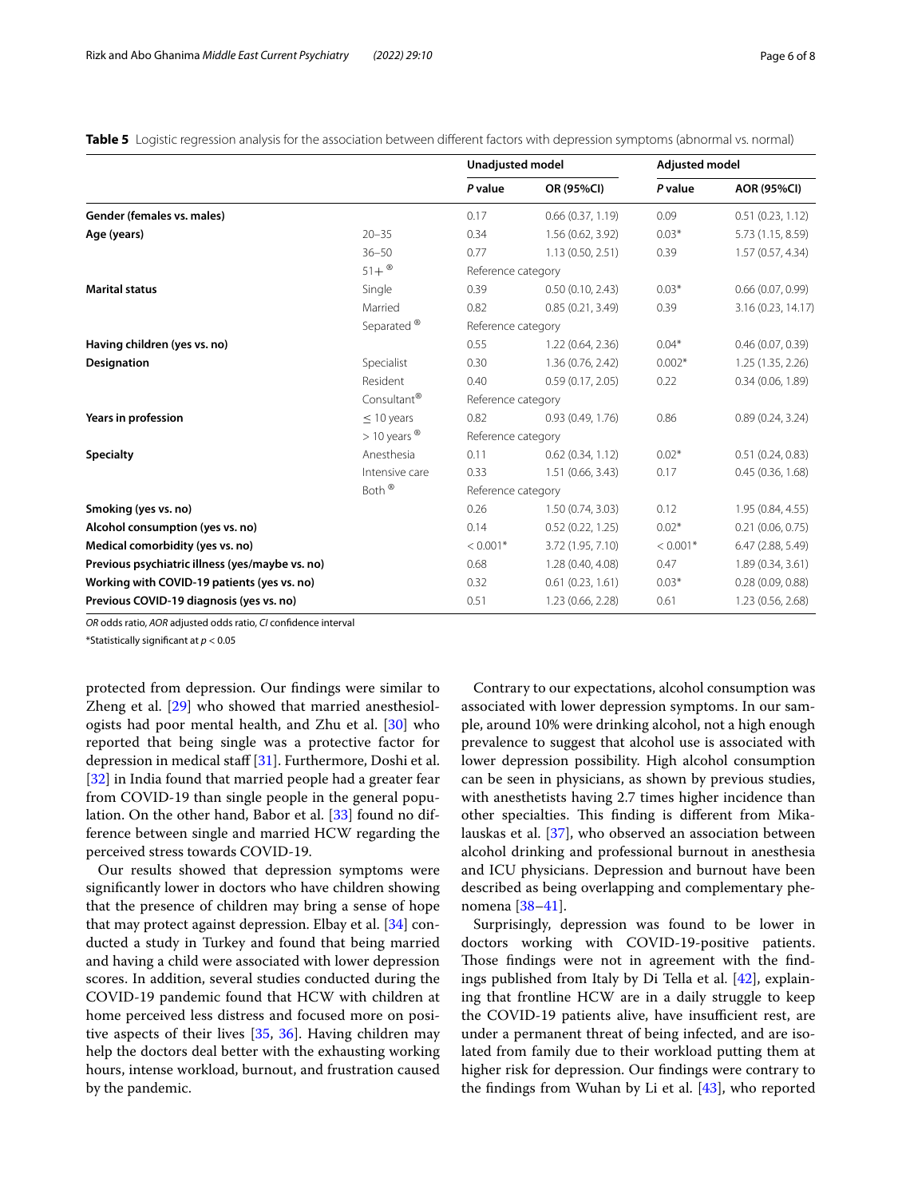**Table 5** Logistic regression analysis for the association between different factors with depression symptoms (abnormal vs. normal)

| | | Unadjusted model | | Adjusted model | |
|---|---|---|---|---|---|
| | | *P* value | OR (95%CI) | *P* value | AOR (95%CI) |
| **Gender (females vs. males)** | | 0.17 | 0.66 (0.37, 1.19) | 0.09 | 0.51 (0.23, 1.12) |
| **Age (years)** | 20–35 | 0.34 | 1.56 (0.62, 3.92) | 0.03* | 5.73 (1.15, 8.59) |
| | 36–50 | 0.77 | 1.13 (0.50, 2.51) | 0.39 | 1.57 (0.57, 4.34) |
| | 51+ ® | Reference category | | | |
| **Marital status** | Single | 0.39 | 0.50 (0.10, 2.43) | 0.03* | 0.66 (0.07, 0.99) |
| | Married | 0.82 | 0.85 (0.21, 3.49) | 0.39 | 3.16 (0.23, 14.17) |
| | Separated ® | Reference category | | | |
| **Having children (yes vs. no)** | | 0.55 | 1.22 (0.64, 2.36) | 0.04* | 0.46 (0.07, 0.39) |
| **Designation** | Specialist | 0.30 | 1.36 (0.76, 2.42) | 0.002* | 1.25 (1.35, 2.26) |
| | Resident | 0.40 | 0.59 (0.17, 2.05) | 0.22 | 0.34 (0.06, 1.89) |
| | Consultant® | Reference category | | | |
| **Years in profession** | ≤ 10 years | 0.82 | 0.93 (0.49, 1.76) | 0.86 | 0.89 (0.24, 3.24) |
| | > 10 years ® | Reference category | | | |
| **Specialty** | Anesthesia | 0.11 | 0.62 (0.34, 1.12) | 0.02* | 0.51 (0.24, 0.83) |
| | Intensive care | 0.33 | 1.51 (0.66, 3.43) | 0.17 | 0.45 (0.36, 1.68) |
| | Both ® | Reference category | | | |
| **Smoking (yes vs. no)** | | 0.26 | 1.50 (0.74, 3.03) | 0.12 | 1.95 (0.84, 4.55) |
| **Alcohol consumption (yes vs. no)** | | 0.14 | 0.52 (0.22, 1.25) | 0.02* | 0.21 (0.06, 0.75) |
| **Medical comorbidity (yes vs. no)** | | < 0.001* | 3.72 (1.95, 7.10) | < 0.001* | 6.47 (2.88, 5.49) |
| **Previous psychiatric illness (yes/maybe vs. no)** | | 0.68 | 1.28 (0.40, 4.08) | 0.47 | 1.89 (0.34, 3.61) |
| **Working with COVID-19 patients (yes vs. no)** | | 0.32 | 0.61 (0.23, 1.61) | 0.03* | 0.28 (0.09, 0.88) |
| **Previous COVID-19 diagnosis (yes vs. no)** | | 0.51 | 1.23 (0.66, 2.28) | 0.61 | 1.23 (0.56, 2.68) |

*OR* odds ratio, *AOR* adjusted odds ratio, *CI* confidence interval

*Statistically significant at $p < 0.05$

protected from depression. Our findings were similar to Zheng et al. [29] who showed that married anesthesiologists had poor mental health, and Zhu et al. [30] who reported that being single was a protective factor for depression in medical staff [31]. Furthermore, Doshi et al. [32] in India found that married people had a greater fear from COVID-19 than single people in the general population. On the other hand, Babor et al. [33] found no difference between single and married HCW regarding the perceived stress towards COVID-19.

Our results showed that depression symptoms were significantly lower in doctors who have children showing that the presence of children may bring a sense of hope that may protect against depression. Elbay et al. [34] conducted a study in Turkey and found that being married and having a child were associated with lower depression scores. In addition, several studies conducted during the COVID-19 pandemic found that HCW with children at home perceived less distress and focused more on positive aspects of their lives [35, 36]. Having children may help the doctors deal better with the exhausting working hours, intense workload, burnout, and frustration caused by the pandemic.

Contrary to our expectations, alcohol consumption was associated with lower depression symptoms. In our sample, around 10% were drinking alcohol, not a high enough prevalence to suggest that alcohol use is associated with lower depression possibility. High alcohol consumption can be seen in physicians, as shown by previous studies, with anesthetists having 2.7 times higher incidence than other specialties. This finding is different from Mikalauskas et al. [37], who observed an association between alcohol drinking and professional burnout in anesthesia and ICU physicians. Depression and burnout have been described as being overlapping and complementary phenomena [38–41].

Surprisingly, depression was found to be lower in doctors working with COVID-19-positive patients. Those findings were not in agreement with the findings published from Italy by Di Tella et al. [42], explaining that frontline HCW are in a daily struggle to keep the COVID-19 patients alive, have insufficient rest, are under a permanent threat of being infected, and are isolated from family due to their workload putting them at higher risk for depression. Our findings were contrary to the findings from Wuhan by Li et al. [43], who reported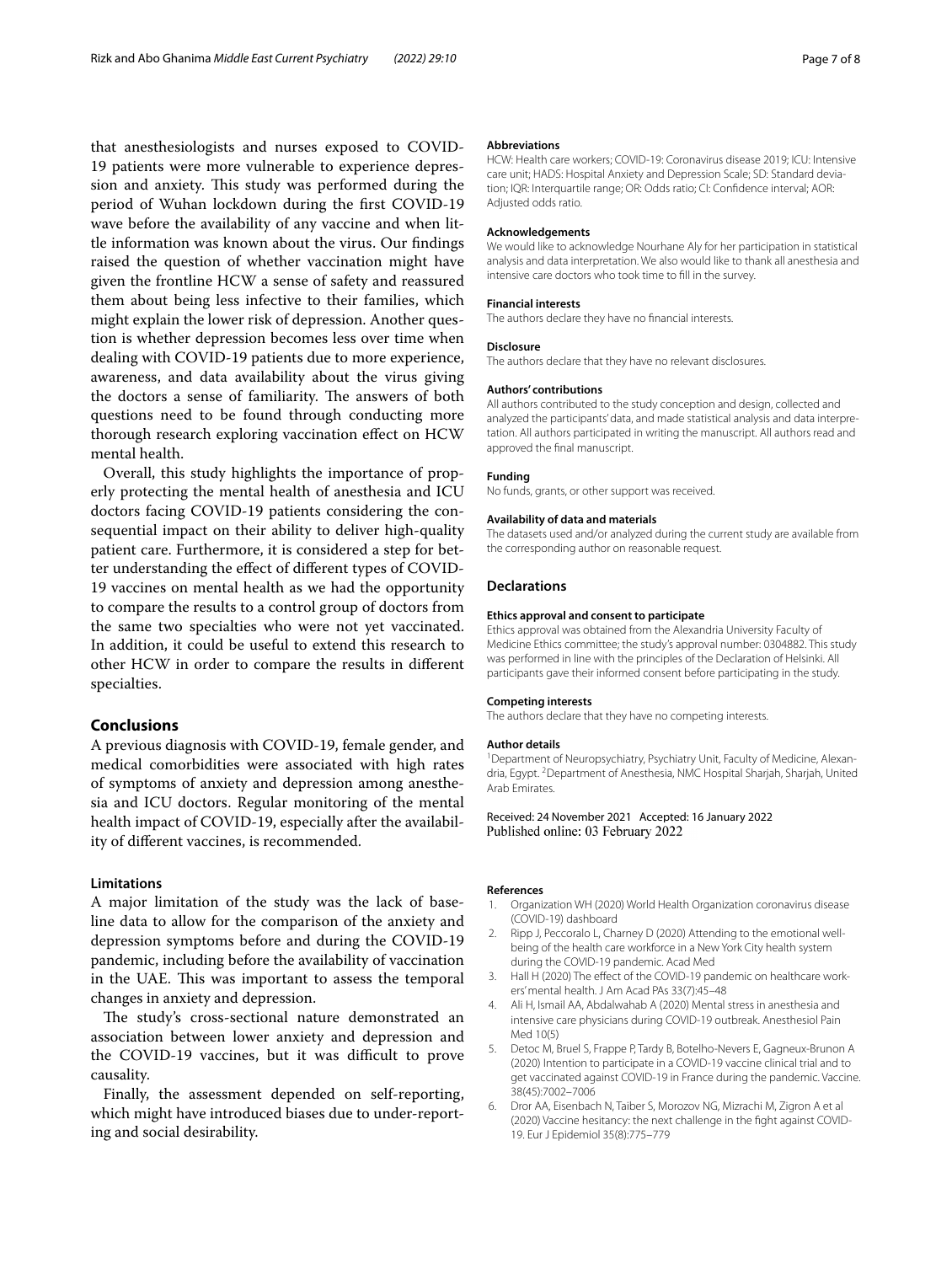that anesthesiologists and nurses exposed to COVID-19 patients were more vulnerable to experience depression and anxiety. This study was performed during the period of Wuhan lockdown during the first COVID-19 wave before the availability of any vaccine and when little information was known about the virus. Our findings raised the question of whether vaccination might have given the frontline HCW a sense of safety and reassured them about being less infective to their families, which might explain the lower risk of depression. Another question is whether depression becomes less over time when dealing with COVID-19 patients due to more experience, awareness, and data availability about the virus giving the doctors a sense of familiarity. The answers of both questions need to be found through conducting more thorough research exploring vaccination effect on HCW mental health.

Overall, this study highlights the importance of properly protecting the mental health of anesthesia and ICU doctors facing COVID-19 patients considering the consequential impact on their ability to deliver high-quality patient care. Furthermore, it is considered a step for better understanding the effect of different types of COVID-19 vaccines on mental health as we had the opportunity to compare the results to a control group of doctors from the same two specialties who were not yet vaccinated. In addition, it could be useful to extend this research to other HCW in order to compare the results in different specialties.

## Conclusions

A previous diagnosis with COVID-19, female gender, and medical comorbidities were associated with high rates of symptoms of anxiety and depression among anesthesia and ICU doctors. Regular monitoring of the mental health impact of COVID-19, especially after the availability of different vaccines, is recommended.

### Limitations

A major limitation of the study was the lack of baseline data to allow for the comparison of the anxiety and depression symptoms before and during the COVID-19 pandemic, including before the availability of vaccination in the UAE. This was important to assess the temporal changes in anxiety and depression.

The study's cross-sectional nature demonstrated an association between lower anxiety and depression and the COVID-19 vaccines, but it was difficult to prove causality.

Finally, the assessment depended on self-reporting, which might have introduced biases due to under-reporting and social desirability.

#### Abbreviations

HCW: Health care workers; COVID-19: Coronavirus disease 2019; ICU: Intensive care unit; HADS: Hospital Anxiety and Depression Scale; SD: Standard deviation; IQR: Interquartile range; OR: Odds ratio; CI: Confidence interval; AOR: Adjusted odds ratio.

#### Acknowledgements

We would like to acknowledge Nourhane Aly for her participation in statistical analysis and data interpretation. We also would like to thank all anesthesia and intensive care doctors who took time to fill in the survey.

#### Financial interests

The authors declare they have no financial interests.

#### Disclosure

The authors declare that they have no relevant disclosures.

#### Authors' contributions

All authors contributed to the study conception and design, collected and analyzed the participants' data, and made statistical analysis and data interpretation. All authors participated in writing the manuscript. All authors read and approved the final manuscript.

#### Funding

No funds, grants, or other support was received.

#### Availability of data and materials

The datasets used and/or analyzed during the current study are available from the corresponding author on reasonable request.

### Declarations

#### Ethics approval and consent to participate

Ethics approval was obtained from the Alexandria University Faculty of Medicine Ethics committee; the study's approval number: 0304882. This study was performed in line with the principles of the Declaration of Helsinki. All participants gave their informed consent before participating in the study.

#### Competing interests

The authors declare that they have no competing interests.

#### Author details

[1]Department of Neuropsychiatry, Psychiatry Unit, Faculty of Medicine, Alexandria, Egypt. [2]Department of Anesthesia, NMC Hospital Sharjah, Sharjah, United Arab Emirates.

Received: 24 November 2021 Accepted: 16 January 2022
Published online: 03 February 2022

#### References

1. Organization WH (2020) World Health Organization coronavirus disease (COVID-19) dashboard
2. Ripp J, Peccoralo L, Charney D (2020) Attending to the emotional well-being of the health care workforce in a New York City health system during the COVID-19 pandemic. Acad Med
3. Hall H (2020) The effect of the COVID-19 pandemic on healthcare workers' mental health. J Am Acad PAs 33(7):45–48
4. Ali H, Ismail AA, Abdalwahab A (2020) Mental stress in anesthesia and intensive care physicians during COVID-19 outbreak. Anesthesiol Pain Med 10(5)
5. Detoc M, Bruel S, Frappe P, Tardy B, Botelho-Nevers E, Gagneux-Brunon A (2020) Intention to participate in a COVID-19 vaccine clinical trial and to get vaccinated against COVID-19 in France during the pandemic. Vaccine. 38(45):7002–7006
6. Dror AA, Eisenbach N, Taiber S, Morozov NG, Mizrachi M, Zigron A et al (2020) Vaccine hesitancy: the next challenge in the fight against COVID-19. Eur J Epidemiol 35(8):775–779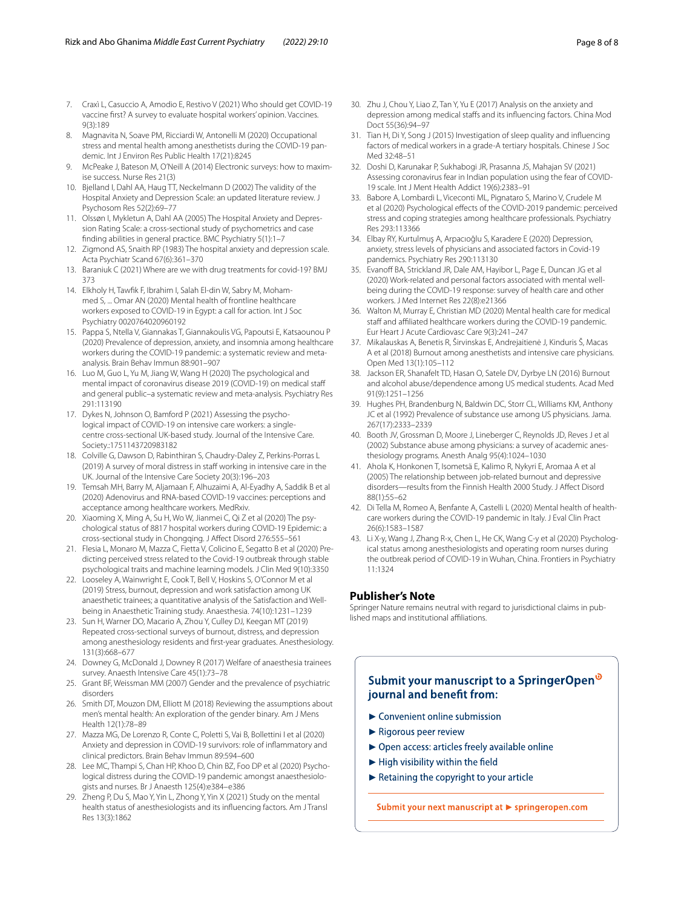7. Craxì L, Casuccio A, Amodio E, Restivo V (2021) Who should get COVID-19 vaccine first? A survey to evaluate hospital workers' opinion. Vaccines. 9(3):189
8. Magnavita N, Soave PM, Ricciardi W, Antonelli M (2020) Occupational stress and mental health among anesthetists during the COVID-19 pandemic. Int J Environ Res Public Health 17(21):8245
9. McPeake J, Bateson M, O'Neill A (2014) Electronic surveys: how to maximise success. Nurse Res 21(3)
10. Bjelland I, Dahl AA, Haug TT, Neckelmann D (2002) The validity of the Hospital Anxiety and Depression Scale: an updated literature review. J Psychosom Res 52(2):69–77
11. Olssøn I, Mykletun A, Dahl AA (2005) The Hospital Anxiety and Depression Rating Scale: a cross-sectional study of psychometrics and case finding abilities in general practice. BMC Psychiatry 5(1):1–7
12. Zigmond AS, Snaith RP (1983) The hospital anxiety and depression scale. Acta Psychiatr Scand 67(6):361–370
13. Baraniuk C (2021) Where are we with drug treatments for covid-19? BMJ 373
14. Elkholy H, Tawfik F, Ibrahim I, Salah El-din W, Sabry M, Mohammed S, ... Omar AN (2020) Mental health of frontline healthcare workers exposed to COVID-19 in Egypt: a call for action. Int J Soc Psychiatry 0020764020960192
15. Pappa S, Ntella V, Giannakas T, Giannakoulis VG, Papoutsi E, Katsaounou P (2020) Prevalence of depression, anxiety, and insomnia among healthcare workers during the COVID-19 pandemic: a systematic review and meta-analysis. Brain Behav Immun 88:901–907
16. Luo M, Guo L, Yu M, Jiang W, Wang H (2020) The psychological and mental impact of coronavirus disease 2019 (COVID-19) on medical staff and general public–a systematic review and meta-analysis. Psychiatry Res 291:113190
17. Dykes N, Johnson O, Bamford P (2021) Assessing the psychological impact of COVID-19 on intensive care workers: a single-centre cross-sectional UK-based study. Journal of the Intensive Care. Society.:1751143720983182
18. Colville G, Dawson D, Rabinthiran S, Chaudry-Daley Z, Perkins-Porras L (2019) A survey of moral distress in staff working in intensive care in the UK. Journal of the Intensive Care Society 20(3):196–203
19. Temsah MH, Barry M, Aljamaan F, Alhuzaimi A, Al-Eyadhy A, Saddik B et al (2020) Adenovirus and RNA-based COVID-19 vaccines: perceptions and acceptance among healthcare workers. MedRxiv.
20. Xiaoming X, Ming A, Su H, Wo W, Jianmei C, Qi Z et al (2020) The psychological status of 8817 hospital workers during COVID-19 Epidemic: a cross-sectional study in Chongqing. J Affect Disord 276:555–561
21. Flesia L, Monaro M, Mazza C, Fietta V, Colicino E, Segatto B et al (2020) Predicting perceived stress related to the Covid-19 outbreak through stable psychological traits and machine learning models. J Clin Med 9(10):3350
22. Looseley A, Wainwright E, Cook T, Bell V, Hoskins S, O'Connor M et al (2019) Stress, burnout, depression and work satisfaction among UK anaesthetic trainees; a quantitative analysis of the Satisfaction and Wellbeing in Anaesthetic Training study. Anaesthesia. 74(10):1231–1239
23. Sun H, Warner DO, Macario A, Zhou Y, Culley DJ, Keegan MT (2019) Repeated cross-sectional surveys of burnout, distress, and depression among anesthesiology residents and first-year graduates. Anesthesiology. 131(3):668–677
24. Downey G, McDonald J, Downey R (2017) Welfare of anaesthesia trainees survey. Anaesth Intensive Care 45(1):73–78
25. Grant BF, Weissman MM (2007) Gender and the prevalence of psychiatric disorders
26. Smith DT, Mouzon DM, Elliott M (2018) Reviewing the assumptions about men's mental health: An exploration of the gender binary. Am J Mens Health 12(1):78–89
27. Mazza MG, De Lorenzo R, Conte C, Poletti S, Vai B, Bollettini I et al (2020) Anxiety and depression in COVID-19 survivors: role of inflammatory and clinical predictors. Brain Behav Immun 89:594–600
28. Lee MC, Thampi S, Chan HP, Khoo D, Chin BZ, Foo DP et al (2020) Psychological distress during the COVID-19 pandemic amongst anaesthesiologists and nurses. Br J Anaesth 125(4):e384–e386
29. Zheng P, Du S, Mao Y, Yin L, Zhong Y, Yin X (2021) Study on the mental health status of anesthesiologists and its influencing factors. Am J Transl Res 13(3):1862
30. Zhu J, Chou Y, Liao Z, Tan Y, Yu E (2017) Analysis on the anxiety and depression among medical staffs and its influencing factors. China Mod Doct 55(36):94–97
31. Tian H, Di Y, Song J (2015) Investigation of sleep quality and influencing factors of medical workers in a grade-A tertiary hospitals. Chinese J Soc Med 32:48–51
32. Doshi D, Karunakar P, Sukhabogi JR, Prasanna JS, Mahajan SV (2021) Assessing coronavirus fear in Indian population using the fear of COVID-19 scale. Int J Ment Health Addict 19(6):2383–91
33. Babore A, Lombardi L, Viceconti ML, Pignataro S, Marino V, Crudele M et al (2020) Psychological effects of the COVID-2019 pandemic: perceived stress and coping strategies among healthcare professionals. Psychiatry Res 293:113366
34. Elbay RY, Kurtulmuş A, Arpacıoğlu S, Karadere E (2020) Depression, anxiety, stress levels of physicians and associated factors in Covid-19 pandemics. Psychiatry Res 290:113130
35. Evanoff BA, Strickland JR, Dale AM, Hayibor L, Page E, Duncan JG et al (2020) Work-related and personal factors associated with mental well-being during the COVID-19 response: survey of health care and other workers. J Med Internet Res 22(8):e21366
36. Walton M, Murray E, Christian MD (2020) Mental health care for medical staff and affiliated healthcare workers during the COVID-19 pandemic. Eur Heart J Acute Cardiovasc Care 9(3):241–247
37. Mikalauskas A, Benetis R, Širvinskas E, Andrejaitienė J, Kinduris Š, Macas A et al (2018) Burnout among anesthetists and intensive care physicians. Open Med 13(1):105–112
38. Jackson ER, Shanafelt TD, Hasan O, Satele DV, Dyrbye LN (2016) Burnout and alcohol abuse/dependence among US medical students. Acad Med 91(9):1251–1256
39. Hughes PH, Brandenburg N, Baldwin DC, Storr CL, Williams KM, Anthony JC et al (1992) Prevalence of substance use among US physicians. Jama. 267(17):2333–2339
40. Booth JV, Grossman D, Moore J, Lineberger C, Reynolds JD, Reves J et al (2002) Substance abuse among physicians: a survey of academic anesthesiology programs. Anesth Analg 95(4):1024–1030
41. Ahola K, Honkonen T, Isometsä E, Kalimo R, Nykyri E, Aromaa A et al (2005) The relationship between job-related burnout and depressive disorders—results from the Finnish Health 2000 Study. J Affect Disord 88(1):55–62
42. Di Tella M, Romeo A, Benfante A, Castelli L (2020) Mental health of healthcare workers during the COVID-19 pandemic in Italy. J Eval Clin Pract 26(6):1583–1587
43. Li X-y, Wang J, Zhang R-x, Chen L, He CK, Wang C-y et al (2020) Psychological status among anesthesiologists and operating room nurses during the outbreak period of COVID-19 in Wuhan, China. Frontiers in Psychiatry 11:1324

## Publisher's Note

Springer Nature remains neutral with regard to jurisdictional claims in published maps and institutional affiliations.

**Submit your manuscript to a SpringerOpen journal and benefit from:**

- ► Convenient online submission
- ► Rigorous peer review
- ► Open access: articles freely available online
- ► High visibility within the field
- ► Retaining the copyright to your article

**Submit your next manuscript at ► springeropen.com**